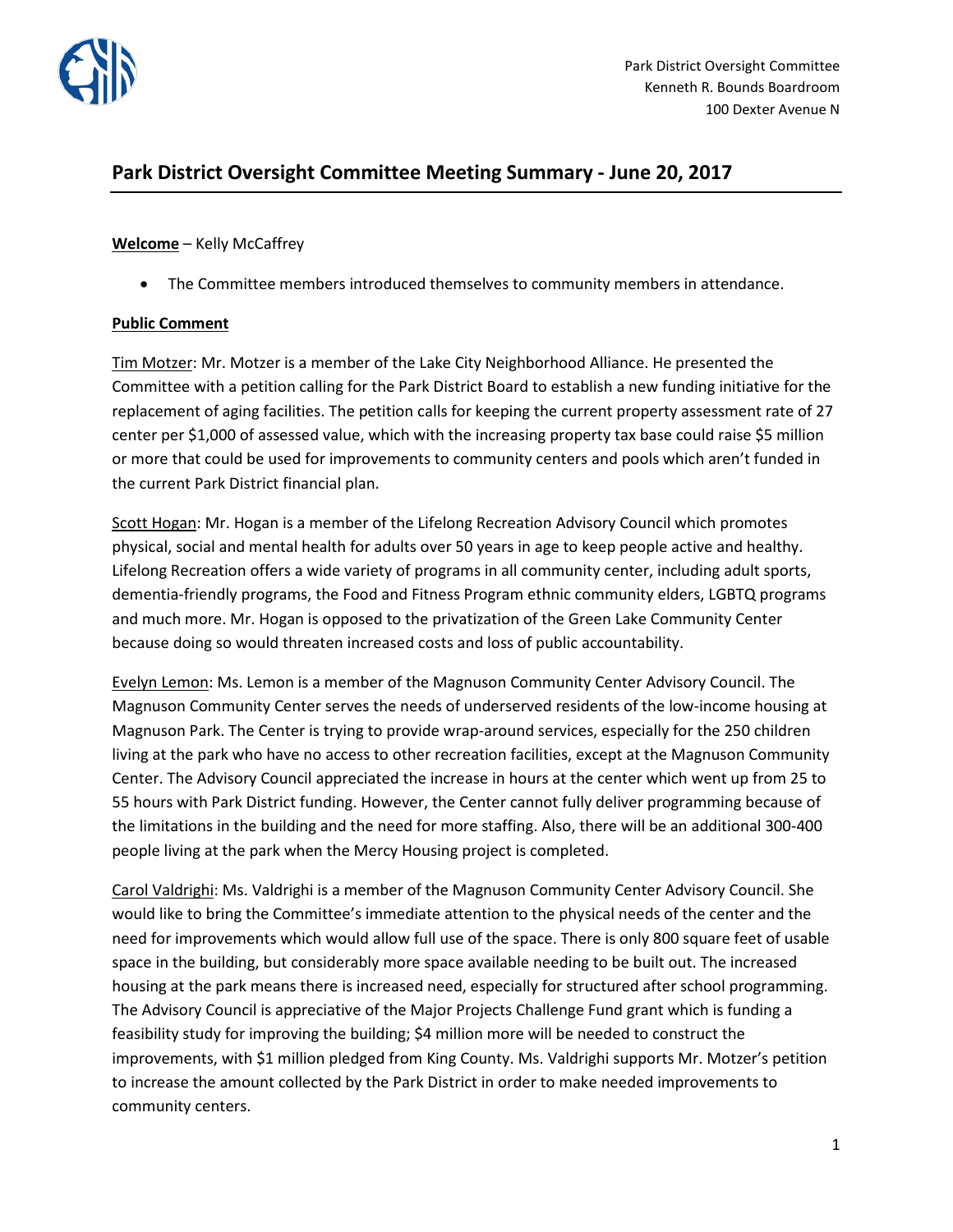Park District Oversight Committee
Kenneth R. Bounds Boardroom
100 Dexter Avenue N

# Park District Oversight Committee Meeting Summary - June 20, 2017

**Welcome** – Kelly McCaffrey

- The Committee members introduced themselves to community members in attendance.

**Public Comment**

Tim Motzer: Mr. Motzer is a member of the Lake City Neighborhood Alliance. He presented the Committee with a petition calling for the Park District Board to establish a new funding initiative for the replacement of aging facilities. The petition calls for keeping the current property assessment rate of 27 center per $1,000 of assessed value, which with the increasing property tax base could raise $5 million or more that could be used for improvements to community centers and pools which aren't funded in the current Park District financial plan.

Scott Hogan: Mr. Hogan is a member of the Lifelong Recreation Advisory Council which promotes physical, social and mental health for adults over 50 years in age to keep people active and healthy. Lifelong Recreation offers a wide variety of programs in all community center, including adult sports, dementia-friendly programs, the Food and Fitness Program ethnic community elders, LGBTQ programs and much more. Mr. Hogan is opposed to the privatization of the Green Lake Community Center because doing so would threaten increased costs and loss of public accountability.

Evelyn Lemon: Ms. Lemon is a member of the Magnuson Community Center Advisory Council. The Magnuson Community Center serves the needs of underserved residents of the low-income housing at Magnuson Park. The Center is trying to provide wrap-around services, especially for the 250 children living at the park who have no access to other recreation facilities, except at the Magnuson Community Center. The Advisory Council appreciated the increase in hours at the center which went up from 25 to 55 hours with Park District funding. However, the Center cannot fully deliver programming because of the limitations in the building and the need for more staffing. Also, there will be an additional 300-400 people living at the park when the Mercy Housing project is completed.

Carol Valdrighi: Ms. Valdrighi is a member of the Magnuson Community Center Advisory Council. She would like to bring the Committee's immediate attention to the physical needs of the center and the need for improvements which would allow full use of the space. There is only 800 square feet of usable space in the building, but considerably more space available needing to be built out. The increased housing at the park means there is increased need, especially for structured after school programming. The Advisory Council is appreciative of the Major Projects Challenge Fund grant which is funding a feasibility study for improving the building; $4 million more will be needed to construct the improvements, with $1 million pledged from King County. Ms. Valdrighi supports Mr. Motzer's petition to increase the amount collected by the Park District in order to make needed improvements to community centers.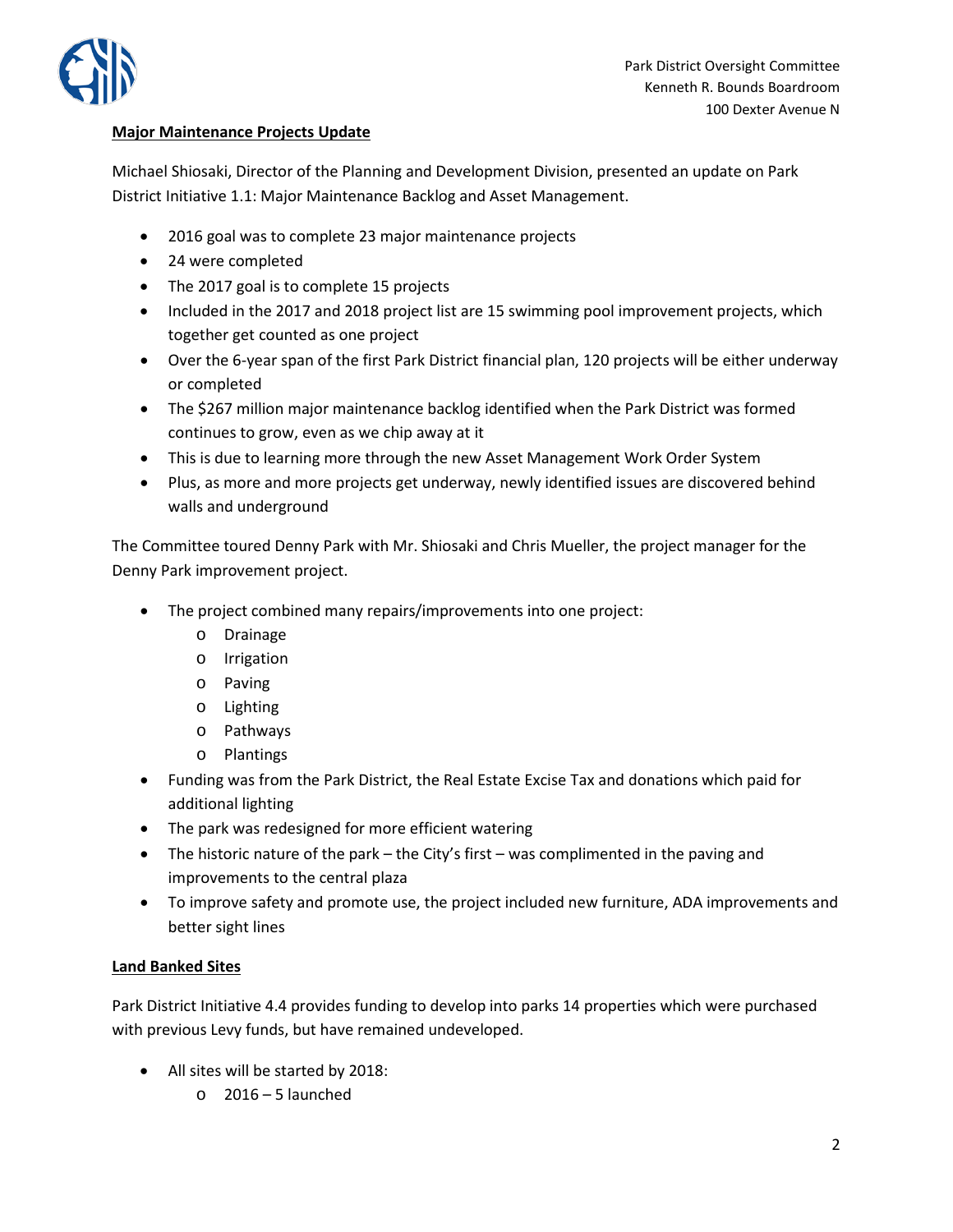**Major Maintenance Projects Update**

Michael Shiosaki, Director of the Planning and Development Division, presented an update on Park District Initiative 1.1: Major Maintenance Backlog and Asset Management.

- 2016 goal was to complete 23 major maintenance projects
- 24 were completed
- The 2017 goal is to complete 15 projects
- Included in the 2017 and 2018 project list are 15 swimming pool improvement projects, which together get counted as one project
- Over the 6-year span of the first Park District financial plan, 120 projects will be either underway or completed
- The $267 million major maintenance backlog identified when the Park District was formed continues to grow, even as we chip away at it
- This is due to learning more through the new Asset Management Work Order System
- Plus, as more and more projects get underway, newly identified issues are discovered behind walls and underground

The Committee toured Denny Park with Mr. Shiosaki and Chris Mueller, the project manager for the Denny Park improvement project.

- The project combined many repairs/improvements into one project:
  - Drainage
  - Irrigation
  - Paving
  - Lighting
  - Pathways
  - Plantings
- Funding was from the Park District, the Real Estate Excise Tax and donations which paid for additional lighting
- The park was redesigned for more efficient watering
- The historic nature of the park – the City's first – was complimented in the paving and improvements to the central plaza
- To improve safety and promote use, the project included new furniture, ADA improvements and better sight lines

**Land Banked Sites**

Park District Initiative 4.4 provides funding to develop into parks 14 properties which were purchased with previous Levy funds, but have remained undeveloped.

- All sites will be started by 2018:
  - 2016 – 5 launched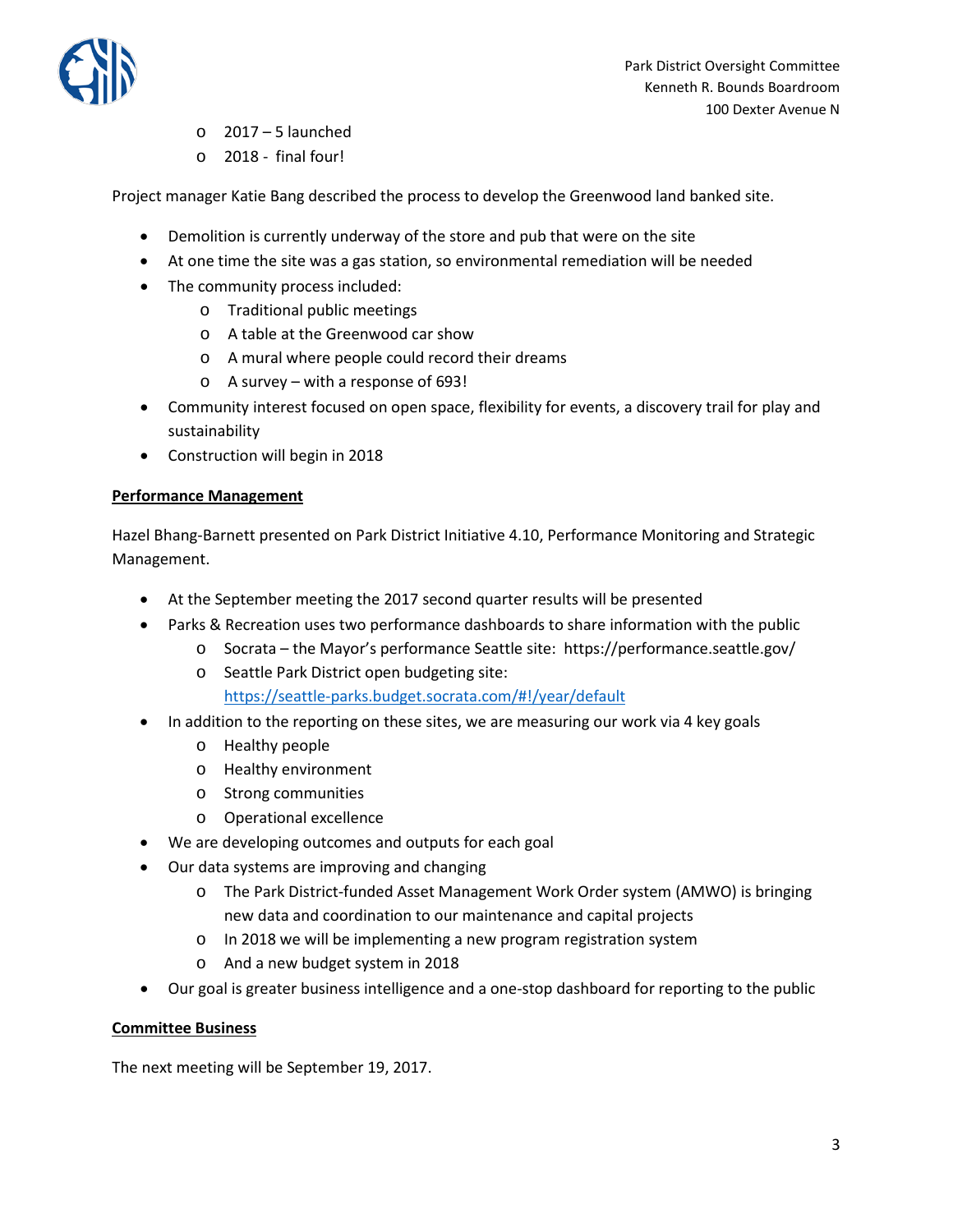- 2017 – 5 launched
  - 2018 - final four!

Project manager Katie Bang described the process to develop the Greenwood land banked site.

- Demolition is currently underway of the store and pub that were on the site
- At one time the site was a gas station, so environmental remediation will be needed
- The community process included:
  - Traditional public meetings
  - A table at the Greenwood car show
  - A mural where people could record their dreams
  - A survey – with a response of 693!
- Community interest focused on open space, flexibility for events, a discovery trail for play and sustainability
- Construction will begin in 2018

**Performance Management**

Hazel Bhang-Barnett presented on Park District Initiative 4.10, Performance Monitoring and Strategic Management.

- At the September meeting the 2017 second quarter results will be presented
- Parks & Recreation uses two performance dashboards to share information with the public
  - Socrata – the Mayor's performance Seattle site: https://performance.seattle.gov/
  - Seattle Park District open budgeting site: https://seattle-parks.budget.socrata.com/#!/year/default
- In addition to the reporting on these sites, we are measuring our work via 4 key goals
  - Healthy people
  - Healthy environment
  - Strong communities
  - Operational excellence
- We are developing outcomes and outputs for each goal
- Our data systems are improving and changing
  - The Park District-funded Asset Management Work Order system (AMWO) is bringing new data and coordination to our maintenance and capital projects
  - In 2018 we will be implementing a new program registration system
  - And a new budget system in 2018
- Our goal is greater business intelligence and a one-stop dashboard for reporting to the public

**Committee Business**

The next meeting will be September 19, 2017.